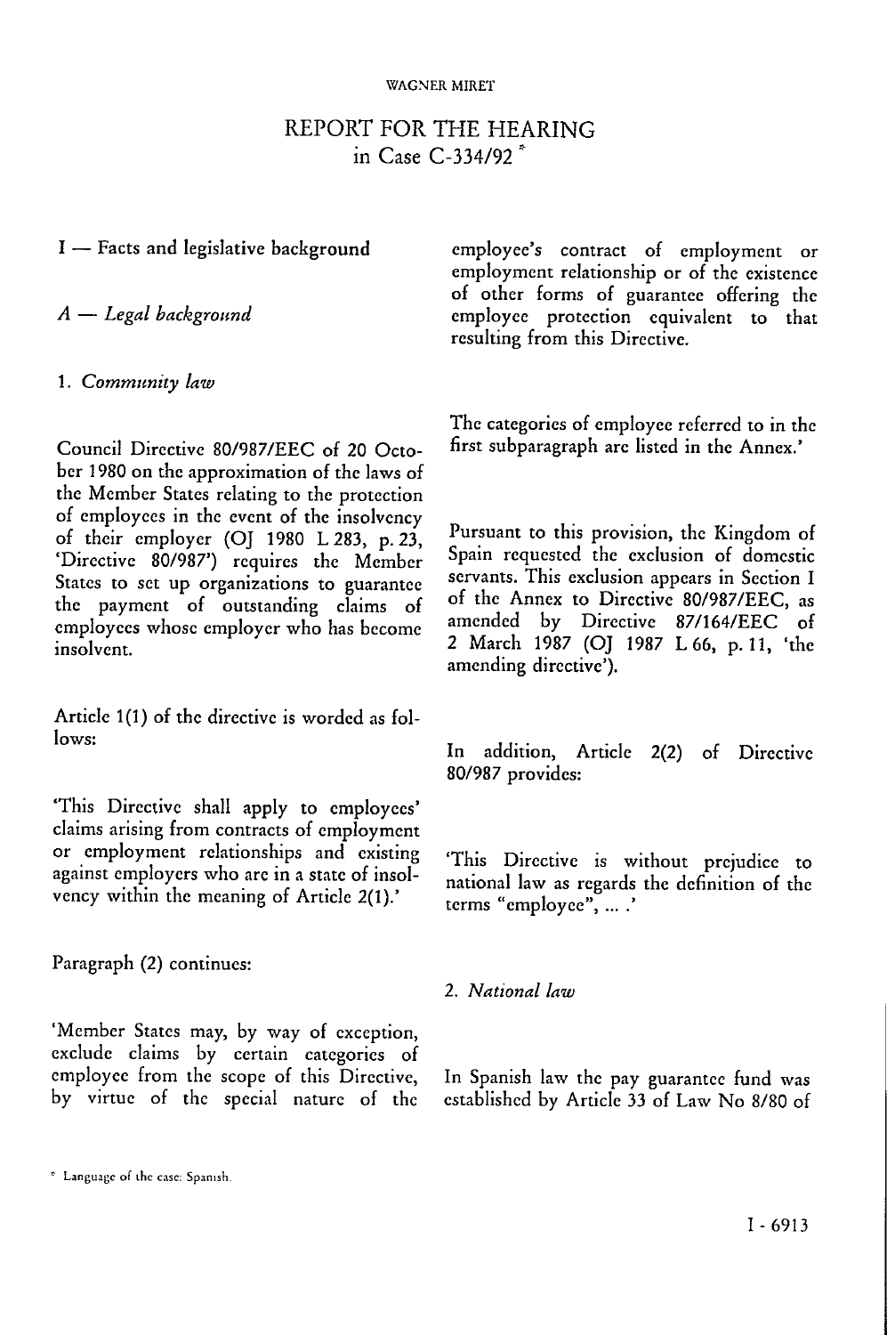# REPORT FOR THE HEARING
in Case C-334/92 *

## I — Facts and legislative background

### *A — Legal background*

#### 1. *Community law*

Council Directive 80/987/EEC of 20 October 1980 on the approximation of the laws of the Member States relating to the protection of employees in the event of the insolvency of their employer (OJ 1980 L 283, p. 23, 'Directive 80/987') requires the Member States to set up organizations to guarantee the payment of outstanding claims of employees whose employer who has become insolvent.

Article 1(1) of the directive is worded as follows:

'This Directive shall apply to employees' claims arising from contracts of employment or employment relationships and existing against employers who are in a state of insolvency within the meaning of Article 2(1).'

Paragraph (2) continues:

'Member States may, by way of exception, exclude claims by certain categories of employee from the scope of this Directive, by virtue of the special nature of the employee's contract of employment or employment relationship or of the existence of other forms of guarantee offering the employee protection equivalent to that resulting from this Directive.

The categories of employee referred to in the first subparagraph are listed in the Annex.'

Pursuant to this provision, the Kingdom of Spain requested the exclusion of domestic servants. This exclusion appears in Section I of the Annex to Directive 80/987/EEC, as amended by Directive 87/164/EEC of 2 March 1987 (OJ 1987 L 66, p. 11, 'the amending directive').

In addition, Article 2(2) of Directive 80/987 provides:

'This Directive is without prejudice to national law as regards the definition of the terms "employee", ... .'

#### 2. *National law*

In Spanish law the pay guarantee fund was established by Article 33 of Law No 8/80 of

\* Language of the case: Spanish.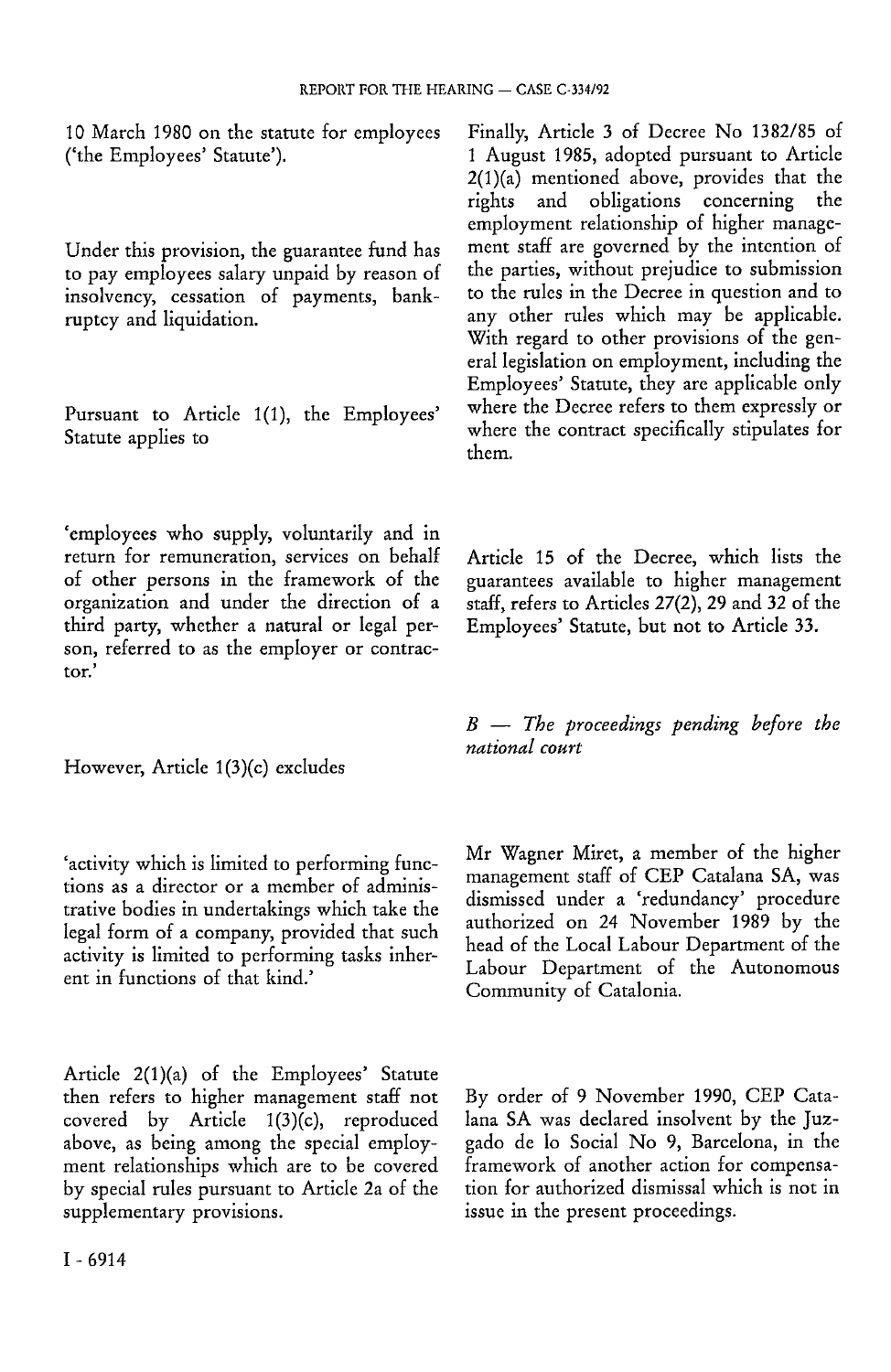10 March 1980 on the statute for employees ('the Employees' Statute').

Under this provision, the guarantee fund has to pay employees salary unpaid by reason of insolvency, cessation of payments, bankruptcy and liquidation.

Pursuant to Article 1(1), the Employees' Statute applies to

'employees who supply, voluntarily and in return for remuneration, services on behalf of other persons in the framework of the organization and under the direction of a third party, whether a natural or legal person, referred to as the employer or contractor.'

However, Article 1(3)(c) excludes

'activity which is limited to performing functions as a director or a member of administrative bodies in undertakings which take the legal form of a company, provided that such activity is limited to performing tasks inherent in functions of that kind.'

Article 2(1)(a) of the Employees' Statute then refers to higher management staff not covered by Article 1(3)(c), reproduced above, as being among the special employment relationships which are to be covered by special rules pursuant to Article 2a of the supplementary provisions.

Finally, Article 3 of Decree No 1382/85 of 1 August 1985, adopted pursuant to Article 2(1)(a) mentioned above, provides that the rights and obligations concerning the employment relationship of higher management staff are governed by the intention of the parties, without prejudice to submission to the rules in the Decree in question and to any other rules which may be applicable. With regard to other provisions of the general legislation on employment, including the Employees' Statute, they are applicable only where the Decree refers to them expressly or where the contract specifically stipulates for them.

Article 15 of the Decree, which lists the guarantees available to higher management staff, refers to Articles 27(2), 29 and 32 of the Employees' Statute, but not to Article 33.

*B — The proceedings pending before the national court*

Mr Wagner Miret, a member of the higher management staff of CEP Catalana SA, was dismissed under a 'redundancy' procedure authorized on 24 November 1989 by the head of the Local Labour Department of the Labour Department of the Autonomous Community of Catalonia.

By order of 9 November 1990, CEP Catalana SA was declared insolvent by the Juzgado de lo Social No 9, Barcelona, in the framework of another action for compensation for authorized dismissal which is not in issue in the present proceedings.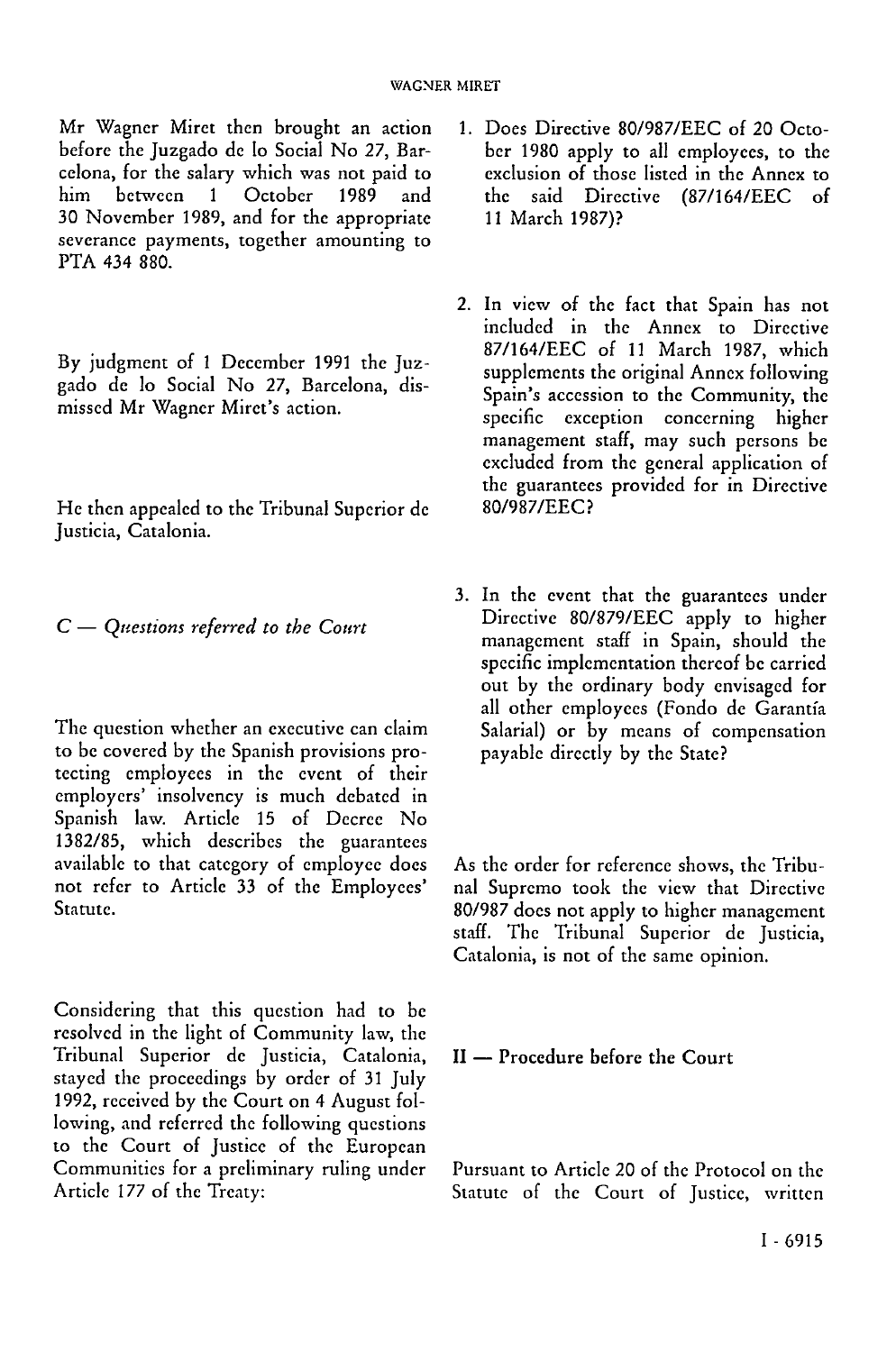Mr Wagner Miret then brought an action before the Juzgado de lo Social No 27, Barcelona, for the salary which was not paid to him between 1 October 1989 and 30 November 1989, and for the appropriate severance payments, together amounting to PTA 434 880.

By judgment of 1 December 1991 the Juzgado de lo Social No 27, Barcelona, dismissed Mr Wagner Miret's action.

He then appealed to the Tribunal Superior de Justicia, Catalonia.

*C — Questions referred to the Court*

The question whether an executive can claim to be covered by the Spanish provisions protecting employees in the event of their employers' insolvency is much debated in Spanish law. Article 15 of Decree No 1382/85, which describes the guarantees available to that category of employee does not refer to Article 33 of the Employees' Statute.

Considering that this question had to be resolved in the light of Community law, the Tribunal Superior de Justicia, Catalonia, stayed the proceedings by order of 31 July 1992, received by the Court on 4 August following, and referred the following questions to the Court of Justice of the European Communities for a preliminary ruling under Article 177 of the Treaty:

1. Does Directive 80/987/EEC of 20 October 1980 apply to all employees, to the exclusion of those listed in the Annex to the said Directive (87/164/EEC of 11 March 1987)?

2. In view of the fact that Spain has not included in the Annex to Directive 87/164/EEC of 11 March 1987, which supplements the original Annex following Spain's accession to the Community, the specific exception concerning higher management staff, may such persons be excluded from the general application of the guarantees provided for in Directive 80/987/EEC?

3. In the event that the guarantees under Directive 80/879/EEC apply to higher management staff in Spain, should the specific implementation thereof be carried out by the ordinary body envisaged for all other employees (Fondo de Garantía Salarial) or by means of compensation payable directly by the State?

As the order for reference shows, the Tribunal Supremo took the view that Directive 80/987 does not apply to higher management staff. The Tribunal Superior de Justicia, Catalonia, is not of the same opinion.

## II — Procedure before the Court

Pursuant to Article 20 of the Protocol on the Statute of the Court of Justice, written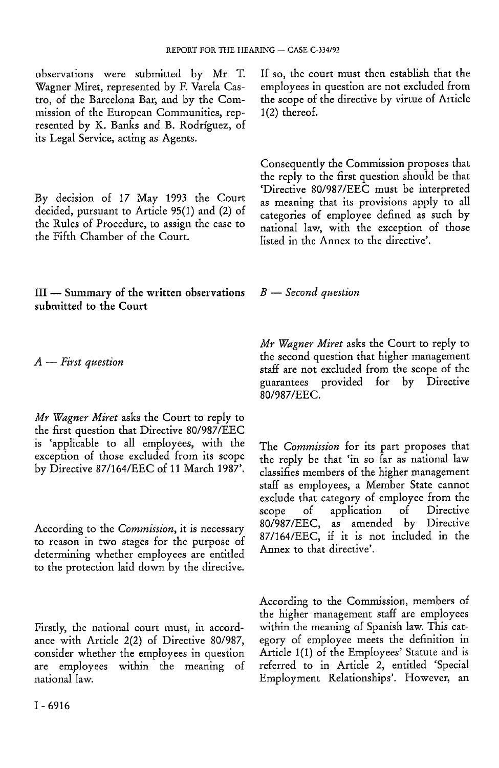observations were submitted by Mr T. Wagner Miret, represented by F. Varela Castro, of the Barcelona Bar, and by the Commission of the European Communities, represented by K. Banks and B. Rodríguez, of its Legal Service, acting as Agents.

By decision of 17 May 1993 the Court decided, pursuant to Article 95(1) and (2) of the Rules of Procedure, to assign the case to the Fifth Chamber of the Court.

## III — Summary of the written observations submitted to the Court

### *A — First question*

*Mr Wagner Miret* asks the Court to reply to the first question that Directive 80/987/EEC is 'applicable to all employees, with the exception of those excluded from its scope by Directive 87/164/EEC of 11 March 1987'.

According to the *Commission*, it is necessary to reason in two stages for the purpose of determining whether employees are entitled to the protection laid down by the directive.

Firstly, the national court must, in accordance with Article 2(2) of Directive 80/987, consider whether the employees in question are employees within the meaning of national law.

If so, the court must then establish that the employees in question are not excluded from the scope of the directive by virtue of Article 1(2) thereof.

Consequently the Commission proposes that the reply to the first question should be that 'Directive 80/987/EEC must be interpreted as meaning that its provisions apply to all categories of employee defined as such by national law, with the exception of those listed in the Annex to the directive'.

### *B — Second question*

*Mr Wagner Miret* asks the Court to reply to the second question that higher management staff are not excluded from the scope of the guarantees provided for by Directive 80/987/EEC.

The *Commission* for its part proposes that the reply be that 'in so far as national law classifies members of the higher management staff as employees, a Member State cannot exclude that category of employee from the scope of application of Directive 80/987/EEC, as amended by Directive 87/164/EEC, if it is not included in the Annex to that directive'.

According to the Commission, members of the higher management staff are employees within the meaning of Spanish law. This category of employee meets the definition in Article 1(1) of the Employees' Statute and is referred to in Article 2, entitled 'Special Employment Relationships'. However, an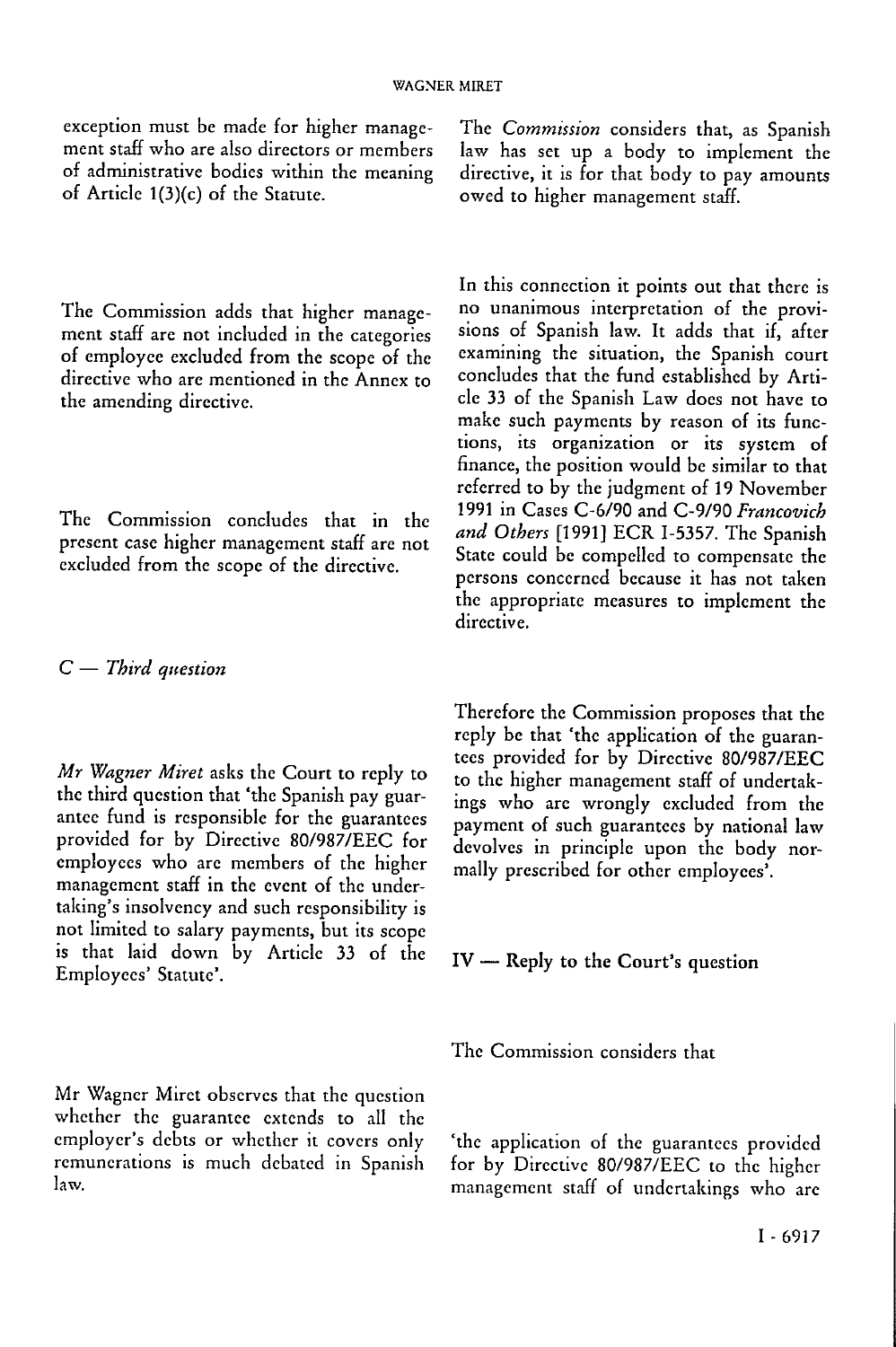exception must be made for higher management staff who are also directors or members of administrative bodies within the meaning of Article 1(3)(c) of the Statute.

The Commission adds that higher management staff are not included in the categories of employee excluded from the scope of the directive who are mentioned in the Annex to the amending directive.

The Commission concludes that in the present case higher management staff are not excluded from the scope of the directive.

*C — Third question*

*Mr Wagner Miret* asks the Court to reply to the third question that 'the Spanish pay guarantee fund is responsible for the guarantees provided for by Directive 80/987/EEC for employees who are members of the higher management staff in the event of the undertaking's insolvency and such responsibility is not limited to salary payments, but its scope is that laid down by Article 33 of the Employees' Statute'.

Mr Wagner Miret observes that the question whether the guarantee extends to all the employer's debts or whether it covers only remunerations is much debated in Spanish law.

The *Commission* considers that, as Spanish law has set up a body to implement the directive, it is for that body to pay amounts owed to higher management staff.

In this connection it points out that there is no unanimous interpretation of the provisions of Spanish law. It adds that if, after examining the situation, the Spanish court concludes that the fund established by Article 33 of the Spanish Law does not have to make such payments by reason of its functions, its organization or its system of finance, the position would be similar to that referred to by the judgment of 19 November 1991 in Cases C-6/90 and C-9/90 *Francovich and Others* [1991] ECR I-5357. The Spanish State could be compelled to compensate the persons concerned because it has not taken the appropriate measures to implement the directive.

Therefore the Commission proposes that the reply be that 'the application of the guarantees provided for by Directive 80/987/EEC to the higher management staff of undertakings who are wrongly excluded from the payment of such guarantees by national law devolves in principle upon the body normally prescribed for other employees'.

## IV — Reply to the Court's question

The Commission considers that

'the application of the guarantees provided for by Directive 80/987/EEC to the higher management staff of undertakings who are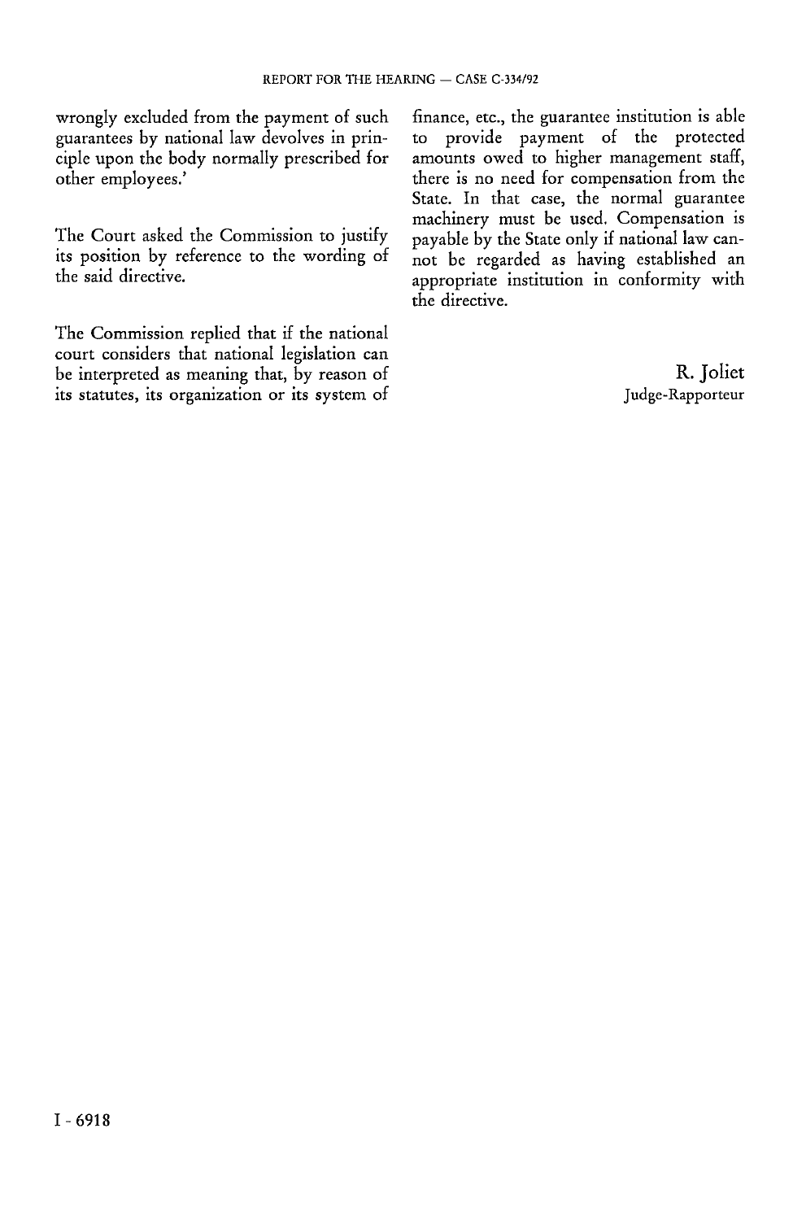wrongly excluded from the payment of such guarantees by national law devolves in principle upon the body normally prescribed for other employees.'

The Court asked the Commission to justify its position by reference to the wording of the said directive.

The Commission replied that if the national court considers that national legislation can be interpreted as meaning that, by reason of its statutes, its organization or its system of finance, etc., the guarantee institution is able to provide payment of the protected amounts owed to higher management staff, there is no need for compensation from the State. In that case, the normal guarantee machinery must be used. Compensation is payable by the State only if national law cannot be regarded as having established an appropriate institution in conformity with the directive.

R. Joliet
Judge-Rapporteur